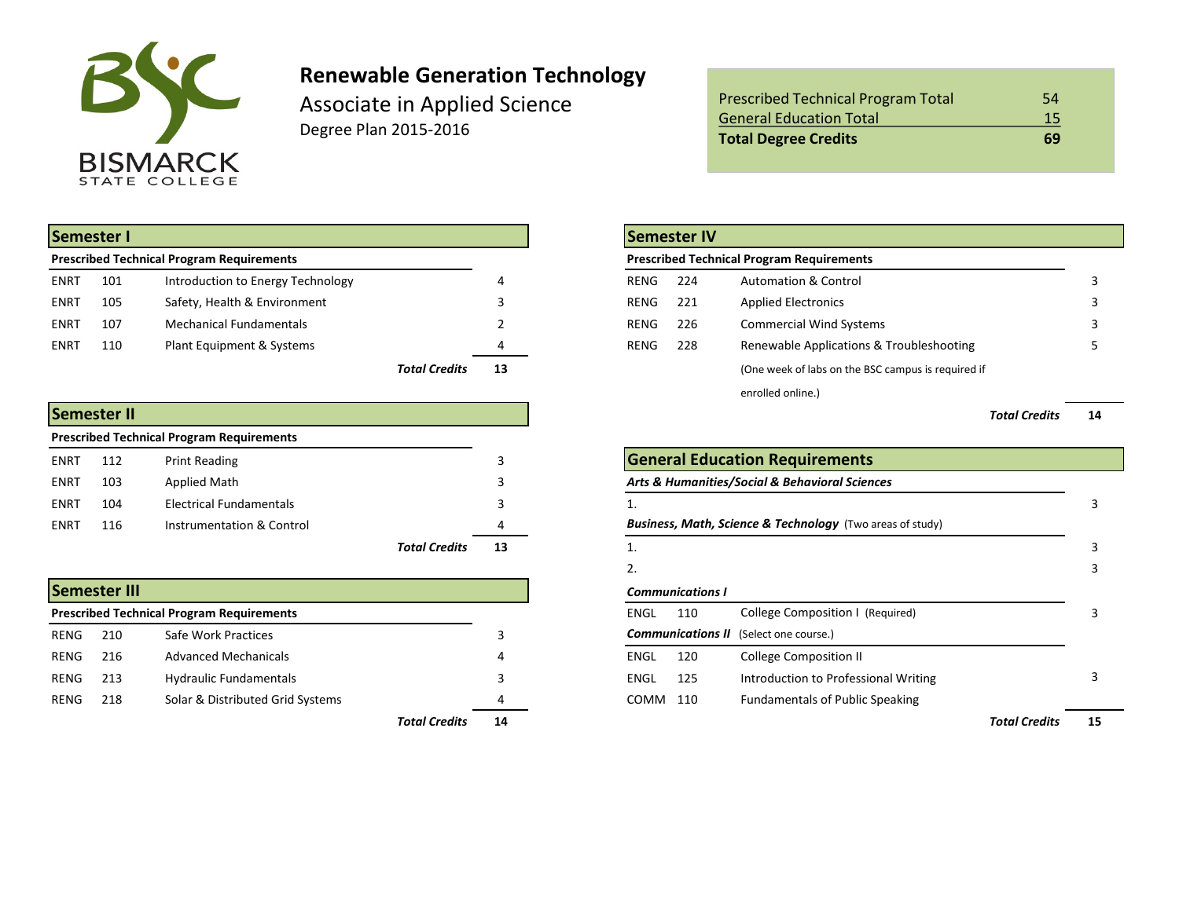BISMARCK STATE COLLEGE

# Renewable Generation Technology

## Associate in Applied Science

Degree Plan 2015-2016

| | |
|---|---|
| Prescribed Technical Program Total | 54 |
| General Education Total | 15 |
| **Total Degree Credits** | **69** |

## Semester I

| Prescribed Technical Program Requirements | | | |
|---|---|---|---|
| ENRT | 101 | Introduction to Energy Technology | 4 |
| ENRT | 105 | Safety, Health & Environment | 3 |
| ENRT | 107 | Mechanical Fundamentals | 2 |
| ENRT | 110 | Plant Equipment & Systems | 4 |
| | | ***Total Credits*** | **13** |

## Semester II

| Prescribed Technical Program Requirements | | | |
|---|---|---|---|
| ENRT | 112 | Print Reading | 3 |
| ENRT | 103 | Applied Math | 3 |
| ENRT | 104 | Electrical Fundamentals | 3 |
| ENRT | 116 | Instrumentation & Control | 4 |
| | | ***Total Credits*** | **13** |

## Semester III

| Prescribed Technical Program Requirements | | | |
|---|---|---|---|
| RENG | 210 | Safe Work Practices | 3 |
| RENG | 216 | Advanced Mechanicals | 4 |
| RENG | 213 | Hydraulic Fundamentals | 3 |
| RENG | 218 | Solar & Distributed Grid Systems | 4 |
| | | ***Total Credits*** | **14** |

## Semester IV

| Prescribed Technical Program Requirements | | | |
|---|---|---|---|
| RENG | 224 | Automation & Control | 3 |
| RENG | 221 | Applied Electronics | 3 |
| RENG | 226 | Commercial Wind Systems | 3 |
| RENG | 228 | Renewable Applications & Troubleshooting (One week of labs on the BSC campus is required if enrolled online.) | 5 |
| | | ***Total Credits*** | **14** |

## General Education Requirements

| | | | |
|---|---|---|---|
| ***Arts & Humanities/Social & Behavioral Sciences*** | | | |
| 1. | | | 3 |
| ***Business, Math, Science & Technology*** (Two areas of study) | | | |
| 1. | | | 3 |
| 2. | | | 3 |
| ***Communications I*** | | | |
| ENGL | 110 | College Composition I (Required) | 3 |
| ***Communications II*** (Select one course.) | | | |
| ENGL | 120 | College Composition II | |
| ENGL | 125 | Introduction to Professional Writing | 3 |
| COMM | 110 | Fundamentals of Public Speaking | |
| | | ***Total Credits*** | **15** |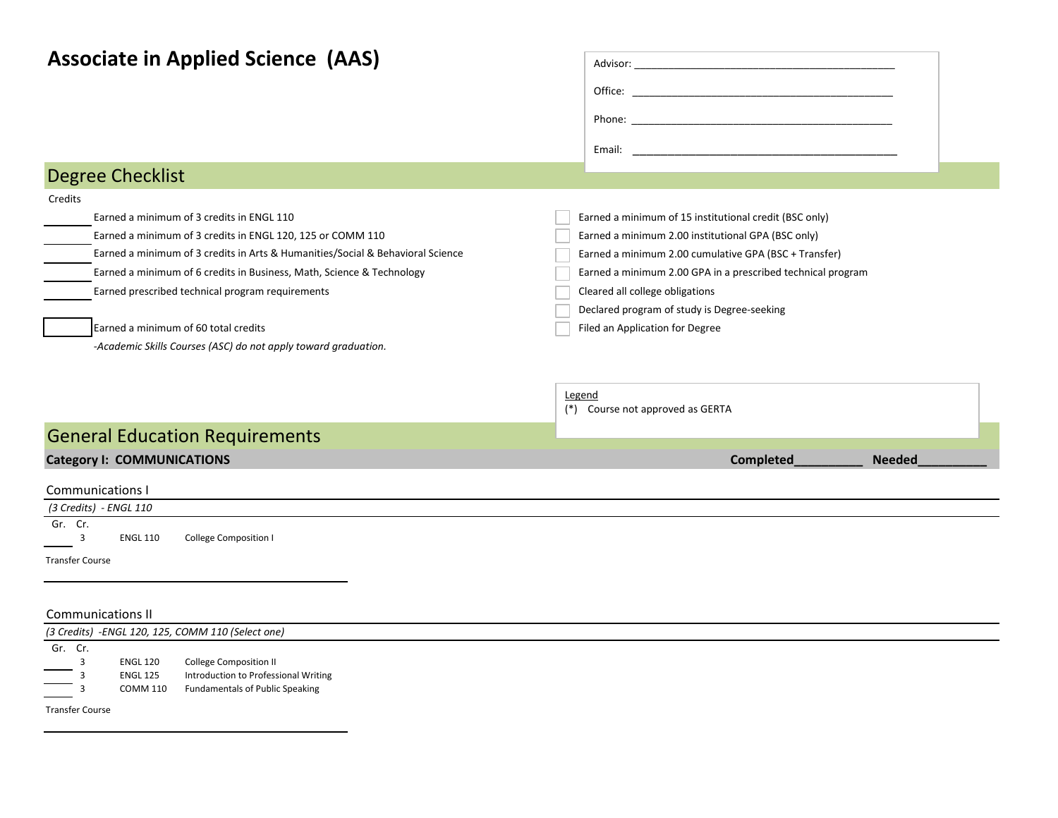# Associate in Applied Science (AAS)

Advisor: ______________________________________________

Office: ______________________________________________

Phone: ______________________________________________

Email: ______________________________________________

## Degree Checklist

Credits

| Credits | Requirement |
|---|---|
| ____ | Earned a minimum of 3 credits in ENGL 110 |
| ____ | Earned a minimum of 3 credits in ENGL 120, 125 or COMM 110 |
| ____ | Earned a minimum of 3 credits in Arts & Humanities/Social & Behavioral Science |
| ____ | Earned a minimum of 6 credits in Business, Math, Science & Technology |
| ____ | Earned prescribed technical program requirements |
| ____ | Earned a minimum of 60 total credits |

*-Academic Skills Courses (ASC) do not apply toward graduation.*

- [ ] Earned a minimum of 15 institutional credit (BSC only)
- [ ] Earned a minimum 2.00 institutional GPA (BSC only)
- [ ] Earned a minimum 2.00 cumulative GPA (BSC + Transfer)
- [ ] Earned a minimum 2.00 GPA in a prescribed technical program
- [ ] Cleared all college obligations
- [ ] Declared program of study is Degree-seeking
- [ ] Filed an Application for Degree

Legend
(*) Course not approved as GERTA

## General Education Requirements

**Category I: COMMUNICATIONS** **Completed__________ Needed__________**

### Communications I

*(3 Credits) - ENGL 110*

| Gr. | Cr. | Course | Title |
|---|---|---|---|
| ____ | 3 | ENGL 110 | College Composition I |

Transfer Course

______________________________________________

### Communications II

*(3 Credits) -ENGL 120, 125, COMM 110 (Select one)*

| Gr. | Cr. | Course | Title |
|---|---|---|---|
| ____ | 3 | ENGL 120 | College Composition II |
| ____ | 3 | ENGL 125 | Introduction to Professional Writing |
| ____ | 3 | COMM 110 | Fundamentals of Public Speaking |

Transfer Course

______________________________________________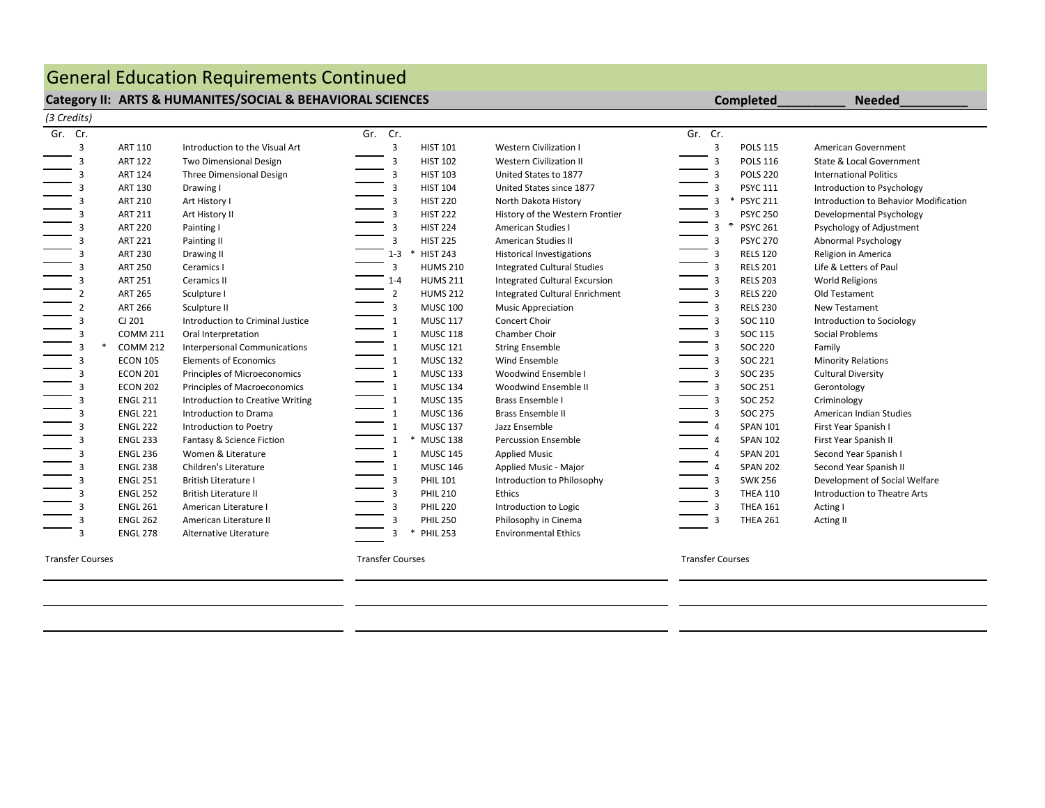# General Education Requirements Continued

## Category II: ARTS & HUMANITES/SOCIAL & BEHAVIORAL SCIENCES

Completed__________ Needed__________

*(3 Credits)*

| Gr. | Cr. | | Course | Title |
|---|---|---|---|---|
| | 3 | | ART 110 | Introduction to the Visual Art |
| | 3 | | ART 122 | Two Dimensional Design |
| | 3 | | ART 124 | Three Dimensional Design |
| | 3 | | ART 130 | Drawing I |
| | 3 | | ART 210 | Art History I |
| | 3 | | ART 211 | Art History II |
| | 3 | | ART 220 | Painting I |
| | 3 | | ART 221 | Painting II |
| | 3 | | ART 230 | Drawing II |
| | 3 | | ART 250 | Ceramics I |
| | 3 | | ART 251 | Ceramics II |
| | 2 | | ART 265 | Sculpture I |
| | 2 | | ART 266 | Sculpture II |
| | 3 | | CJ 201 | Introduction to Criminal Justice |
| | 3 | | COMM 211 | Oral Interpretation |
| | 3 | * | COMM 212 | Interpersonal Communications |
| | 3 | | ECON 105 | Elements of Economics |
| | 3 | | ECON 201 | Principles of Microeconomics |
| | 3 | | ECON 202 | Principles of Macroeconomics |
| | 3 | | ENGL 211 | Introduction to Creative Writing |
| | 3 | | ENGL 221 | Introduction to Drama |
| | 3 | | ENGL 222 | Introduction to Poetry |
| | 3 | | ENGL 233 | Fantasy & Science Fiction |
| | 3 | | ENGL 236 | Women & Literature |
| | 3 | | ENGL 238 | Children's Literature |
| | 3 | | ENGL 251 | British Literature I |
| | 3 | | ENGL 252 | British Literature II |
| | 3 | | ENGL 261 | American Literature I |
| | 3 | | ENGL 262 | American Literature II |
| | 3 | | ENGL 278 | Alternative Literature |

Transfer Courses

| Gr. | Cr. | | Course | Title |
|---|---|---|---|---|
| | 3 | | HIST 101 | Western Civilization I |
| | 3 | | HIST 102 | Western Civilization II |
| | 3 | | HIST 103 | United States to 1877 |
| | 3 | | HIST 104 | United States since 1877 |
| | 3 | | HIST 220 | North Dakota History |
| | 3 | | HIST 222 | History of the Western Frontier |
| | 3 | | HIST 224 | American Studies I |
| | 3 | | HIST 225 | American Studies II |
| | 1-3 | * | HIST 243 | Historical Investigations |
| | 3 | | HUMS 210 | Integrated Cultural Studies |
| | 1-4 | | HUMS 211 | Integrated Cultural Excursion |
| | 2 | | HUMS 212 | Integrated Cultural Enrichment |
| | 3 | | MUSC 100 | Music Appreciation |
| | 1 | | MUSC 117 | Concert Choir |
| | 1 | | MUSC 118 | Chamber Choir |
| | 1 | | MUSC 121 | String Ensemble |
| | 1 | | MUSC 132 | Wind Ensemble |
| | 1 | | MUSC 133 | Woodwind Ensemble I |
| | 1 | | MUSC 134 | Woodwind Ensemble II |
| | 1 | | MUSC 135 | Brass Ensemble I |
| | 1 | | MUSC 136 | Brass Ensemble II |
| | 1 | | MUSC 137 | Jazz Ensemble |
| | 1 | * | MUSC 138 | Percussion Ensemble |
| | 1 | | MUSC 145 | Applied Music |
| | 1 | | MUSC 146 | Applied Music - Major |
| | 3 | | PHIL 101 | Introduction to Philosophy |
| | 3 | | PHIL 210 | Ethics |
| | 3 | | PHIL 220 | Introduction to Logic |
| | 3 | | PHIL 250 | Philosophy in Cinema |
| | 3 | * | PHIL 253 | Environmental Ethics |

Transfer Courses

| Gr. | Cr. | | Course | Title |
|---|---|---|---|---|
| | 3 | | POLS 115 | American Government |
| | 3 | | POLS 116 | State & Local Government |
| | 3 | | POLS 220 | International Politics |
| | 3 | | PSYC 111 | Introduction to Psychology |
| | 3 | * | PSYC 211 | Introduction to Behavior Modification |
| | 3 | | PSYC 250 | Developmental Psychology |
| | 3 | * | PSYC 261 | Psychology of Adjustment |
| | 3 | | PSYC 270 | Abnormal Psychology |
| | 3 | | RELS 120 | Religion in America |
| | 3 | | RELS 201 | Life & Letters of Paul |
| | 3 | | RELS 203 | World Religions |
| | 3 | | RELS 220 | Old Testament |
| | 3 | | RELS 230 | New Testament |
| | 3 | | SOC 110 | Introduction to Sociology |
| | 3 | | SOC 115 | Social Problems |
| | 3 | | SOC 220 | Family |
| | 3 | | SOC 221 | Minority Relations |
| | 3 | | SOC 235 | Cultural Diversity |
| | 3 | | SOC 251 | Gerontology |
| | 3 | | SOC 252 | Criminology |
| | 3 | | SOC 275 | American Indian Studies |
| | 4 | | SPAN 101 | First Year Spanish I |
| | 4 | | SPAN 102 | First Year Spanish II |
| | 4 | | SPAN 201 | Second Year Spanish I |
| | 4 | | SPAN 202 | Second Year Spanish II |
| | 3 | | SWK 256 | Development of Social Welfare |
| | 3 | | THEA 110 | Introduction to Theatre Arts |
| | 3 | | THEA 161 | Acting I |
| | 3 | | THEA 261 | Acting II |

Transfer Courses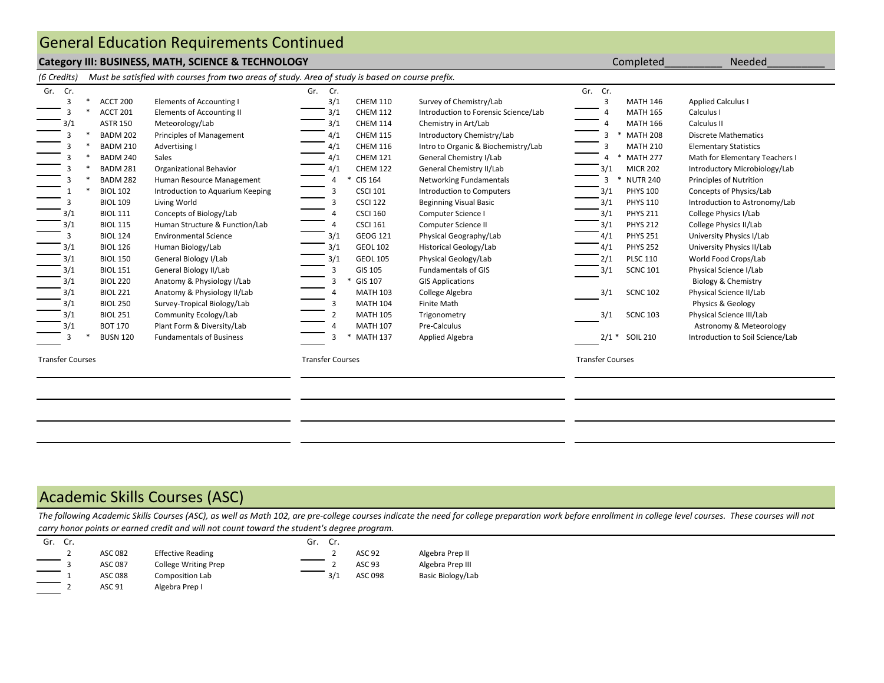# General Education Requirements Continued

**Category III: BUSINESS, MATH, SCIENCE & TECHNOLOGY** Completed__________ Needed__________

*(6 Credits) Must be satisfied with courses from two areas of study. Area of study is based on course prefix.*

| Gr. | Cr. | | Course | Title |
|---|---|---|---|---|
| | 3 | * | ACCT 200 | Elements of Accounting I |
| | 3 | * | ACCT 201 | Elements of Accounting II |
| | 3/1 | | ASTR 150 | Meteorology/Lab |
| | 3 | * | BADM 202 | Principles of Management |
| | 3 | * | BADM 210 | Advertising I |
| | 3 | * | BADM 240 | Sales |
| | 3 | * | BADM 281 | Organizational Behavior |
| | 3 | * | BADM 282 | Human Resource Management |
| | 1 | * | BIOL 102 | Introduction to Aquarium Keeping |
| | 3 | | BIOL 109 | Living World |
| | 3/1 | | BIOL 111 | Concepts of Biology/Lab |
| | 3/1 | | BIOL 115 | Human Structure & Function/Lab |
| | 3 | | BIOL 124 | Environmental Science |
| | 3/1 | | BIOL 126 | Human Biology/Lab |
| | 3/1 | | BIOL 150 | General Biology I/Lab |
| | 3/1 | | BIOL 151 | General Biology II/Lab |
| | 3/1 | | BIOL 220 | Anatomy & Physiology I/Lab |
| | 3/1 | | BIOL 221 | Anatomy & Physiology II/Lab |
| | 3/1 | | BIOL 250 | Survey-Tropical Biology/Lab |
| | 3/1 | | BIOL 251 | Community Ecology/Lab |
| | 3/1 | | BOT 170 | Plant Form & Diversity/Lab |
| | 3 | * | BUSN 120 | Fundamentals of Business |
| | 3/1 | | CHEM 110 | Survey of Chemistry/Lab |
| | 3/1 | | CHEM 112 | Introduction to Forensic Science/Lab |
| | 3/1 | | CHEM 114 | Chemistry in Art/Lab |
| | 4/1 | | CHEM 115 | Introductory Chemistry/Lab |
| | 4/1 | | CHEM 116 | Intro to Organic & Biochemistry/Lab |
| | 4/1 | | CHEM 121 | General Chemistry I/Lab |
| | 4/1 | | CHEM 122 | General Chemistry II/Lab |
| | 4 | * | CIS 164 | Networking Fundamentals |
| | 3 | | CSCI 101 | Introduction to Computers |
| | 3 | | CSCI 122 | Beginning Visual Basic |
| | 4 | | CSCI 160 | Computer Science I |
| | 4 | | CSCI 161 | Computer Science II |
| | 3/1 | | GEOG 121 | Physical Geography/Lab |
| | 3/1 | | GEOL 102 | Historical Geology/Lab |
| | 3/1 | | GEOL 105 | Physical Geology/Lab |
| | 3 | | GIS 105 | Fundamentals of GIS |
| | 3 | * | GIS 107 | GIS Applications |
| | 4 | | MATH 103 | College Algebra |
| | 3 | | MATH 104 | Finite Math |
| | 2 | | MATH 105 | Trigonometry |
| | 4 | | MATH 107 | Pre-Calculus |
| | 3 | * | MATH 137 | Applied Algebra |
| | 3 | | MATH 146 | Applied Calculus I |
| | 4 | | MATH 165 | Calculus I |
| | 4 | | MATH 166 | Calculus II |
| | 3 | * | MATH 208 | Discrete Mathematics |
| | 3 | | MATH 210 | Elementary Statistics |
| | 4 | * | MATH 277 | Math for Elementary Teachers I |
| | 3/1 | | MICR 202 | Introductory Microbiology/Lab |
| | 3 | * | NUTR 240 | Principles of Nutrition |
| | 3/1 | | PHYS 100 | Concepts of Physics/Lab |
| | 3/1 | | PHYS 110 | Introduction to Astronomy/Lab |
| | 3/1 | | PHYS 211 | College Physics I/Lab |
| | 3/1 | | PHYS 212 | College Physics II/Lab |
| | 4/1 | | PHYS 251 | University Physics I/Lab |
| | 4/1 | | PHYS 252 | University Physics II/Lab |
| | 2/1 | | PLSC 110 | World Food Crops/Lab |
| | 3/1 | | SCNC 101 | Physical Science I/Lab Biology & Chemistry |
| | 3/1 | | SCNC 102 | Physical Science II/Lab Physics & Geology |
| | 3/1 | | SCNC 103 | Physical Science III/Lab Astronomy & Meteorology |
| | 2/1 | * | SOIL 210 | Introduction to Soil Science/Lab |

Transfer Courses

Transfer Courses

Transfer Courses

# Academic Skills Courses (ASC)

*The following Academic Skills Courses (ASC), as well as Math 102, are pre-college courses indicate the need for college preparation work before enrollment in college level courses. These courses will not carry honor points or earned credit and will not count toward the student's degree program.*

| Gr. | Cr. | Course | Title |
|---|---|---|---|
| | 2 | ASC 082 | Effective Reading |
| | 3 | ASC 087 | College Writing Prep |
| | 1 | ASC 088 | Composition Lab |
| | 2 | ASC 91 | Algebra Prep I |
| | 2 | ASC 92 | Algebra Prep II |
| | 2 | ASC 93 | Algebra Prep III |
| | 3/1 | ASC 098 | Basic Biology/Lab |